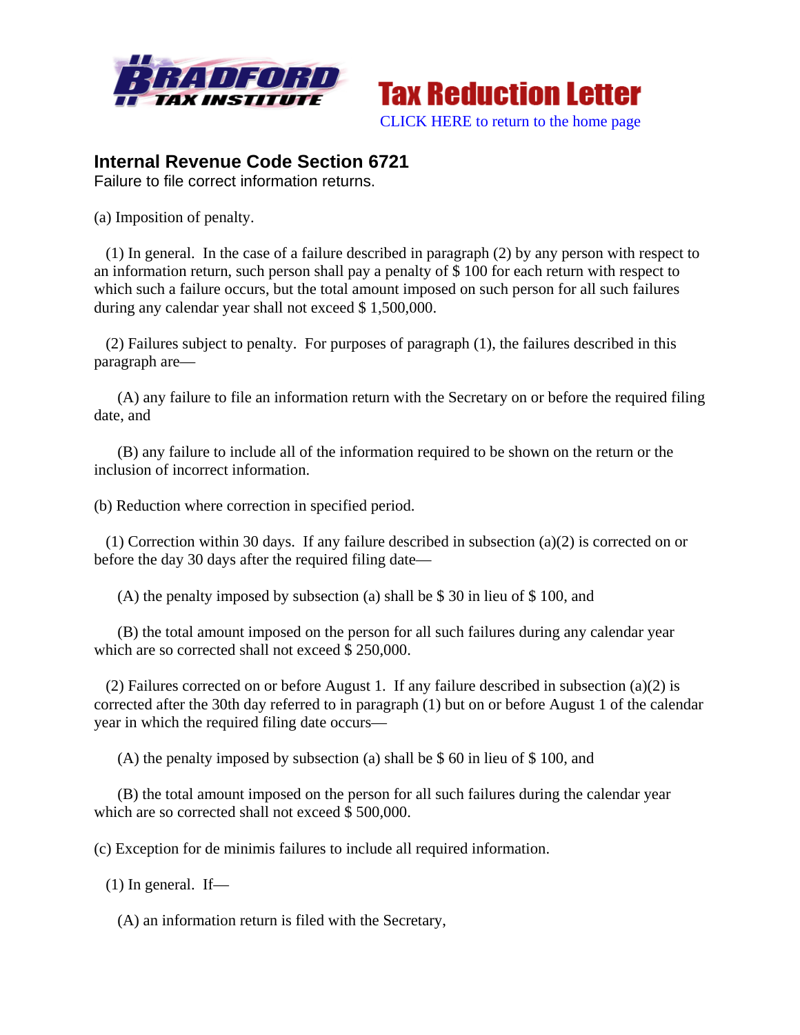**Tax Reduction Letter**

CLICK HERE to return to the home page

## Internal Revenue Code Section 6721

Failure to file correct information returns.

(a) Imposition of penalty.

(1) In general. In the case of a failure described in paragraph (2) by any person with respect to an information return, such person shall pay a penalty of $ 100 for each return with respect to which such a failure occurs, but the total amount imposed on such person for all such failures during any calendar year shall not exceed $ 1,500,000.

(2) Failures subject to penalty. For purposes of paragraph (1), the failures described in this paragraph are—

(A) any failure to file an information return with the Secretary on or before the required filing date, and

(B) any failure to include all of the information required to be shown on the return or the inclusion of incorrect information.

(b) Reduction where correction in specified period.

(1) Correction within 30 days. If any failure described in subsection (a)(2) is corrected on or before the day 30 days after the required filing date—

(A) the penalty imposed by subsection (a) shall be $ 30 in lieu of $ 100, and

(B) the total amount imposed on the person for all such failures during any calendar year which are so corrected shall not exceed $ 250,000.

(2) Failures corrected on or before August 1. If any failure described in subsection (a)(2) is corrected after the 30th day referred to in paragraph (1) but on or before August 1 of the calendar year in which the required filing date occurs—

(A) the penalty imposed by subsection (a) shall be $ 60 in lieu of $ 100, and

(B) the total amount imposed on the person for all such failures during the calendar year which are so corrected shall not exceed $ 500,000.

(c) Exception for de minimis failures to include all required information.

(1) In general. If—

(A) an information return is filed with the Secretary,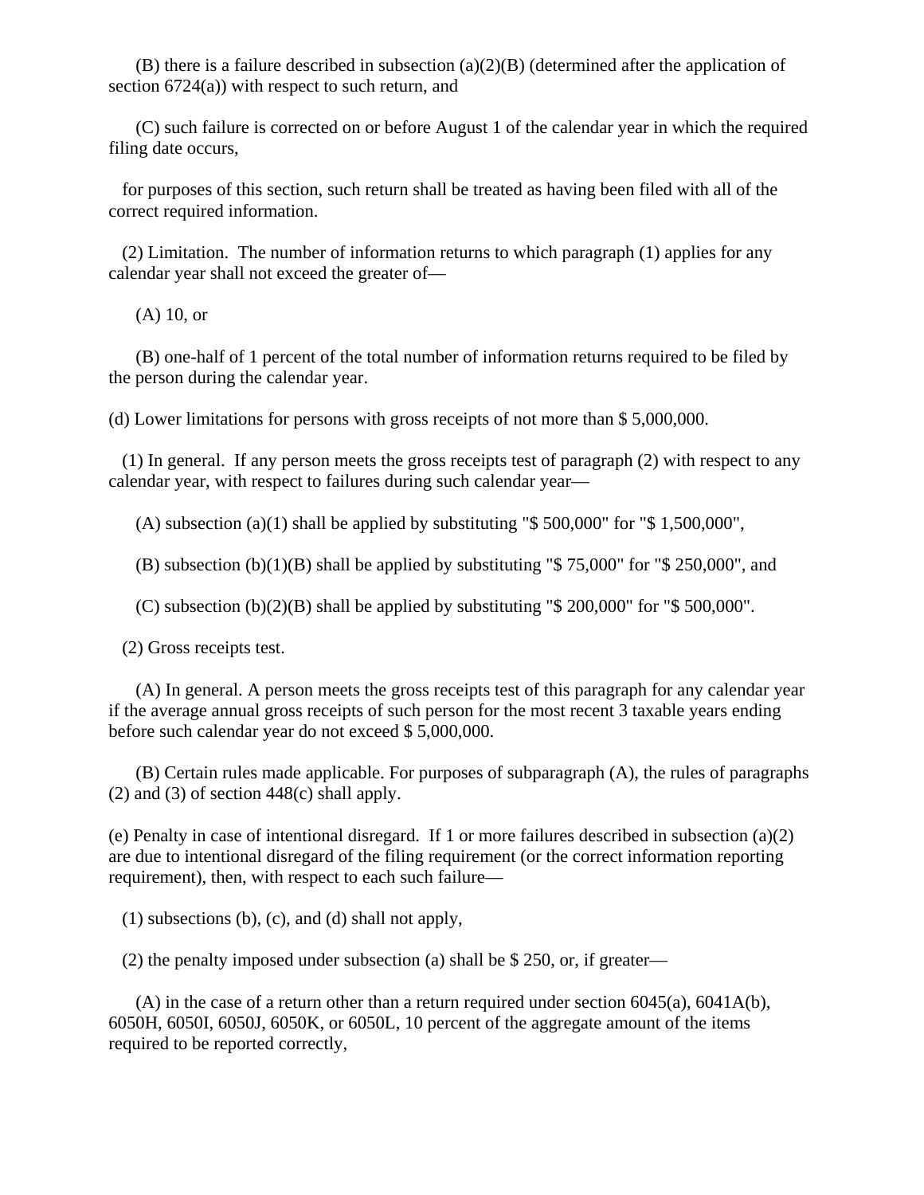(B) there is a failure described in subsection (a)(2)(B) (determined after the application of section 6724(a)) with respect to such return, and

(C) such failure is corrected on or before August 1 of the calendar year in which the required filing date occurs,

for purposes of this section, such return shall be treated as having been filed with all of the correct required information.

(2) Limitation. The number of information returns to which paragraph (1) applies for any calendar year shall not exceed the greater of—

(A) 10, or

(B) one-half of 1 percent of the total number of information returns required to be filed by the person during the calendar year.

(d) Lower limitations for persons with gross receipts of not more than $ 5,000,000.

(1) In general. If any person meets the gross receipts test of paragraph (2) with respect to any calendar year, with respect to failures during such calendar year—

(A) subsection (a)(1) shall be applied by substituting "$ 500,000" for "$ 1,500,000",

(B) subsection (b)(1)(B) shall be applied by substituting "$ 75,000" for "$ 250,000", and

(C) subsection (b)(2)(B) shall be applied by substituting "$ 200,000" for "$ 500,000".

(2) Gross receipts test.

(A) In general. A person meets the gross receipts test of this paragraph for any calendar year if the average annual gross receipts of such person for the most recent 3 taxable years ending before such calendar year do not exceed $ 5,000,000.

(B) Certain rules made applicable. For purposes of subparagraph (A), the rules of paragraphs (2) and (3) of section 448(c) shall apply.

(e) Penalty in case of intentional disregard. If 1 or more failures described in subsection (a)(2) are due to intentional disregard of the filing requirement (or the correct information reporting requirement), then, with respect to each such failure—

(1) subsections (b), (c), and (d) shall not apply,

(2) the penalty imposed under subsection (a) shall be $ 250, or, if greater—

(A) in the case of a return other than a return required under section 6045(a), 6041A(b), 6050H, 6050I, 6050J, 6050K, or 6050L, 10 percent of the aggregate amount of the items required to be reported correctly,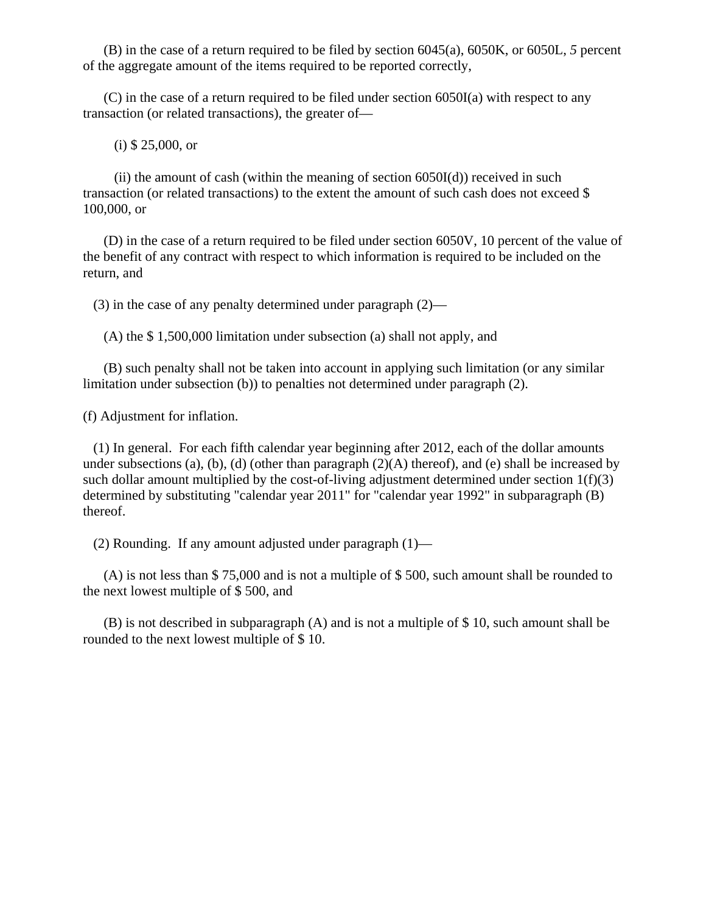(B) in the case of a return required to be filed by section 6045(a), 6050K, or 6050L, *5* percent of the aggregate amount of the items required to be reported correctly,

(C) in the case of a return required to be filed under section 6050I(a) with respect to any transaction (or related transactions), the greater of—

(i) $ 25,000, or

(ii) the amount of cash (within the meaning of section 6050I(d)) received in such transaction (or related transactions) to the extent the amount of such cash does not exceed $ 100,000, or

(D) in the case of a return required to be filed under section 6050V, 10 percent of the value of the benefit of any contract with respect to which information is required to be included on the return, and

(3) in the case of any penalty determined under paragraph (2)—

(A) the $ 1,500,000 limitation under subsection (a) shall not apply, and

(B) such penalty shall not be taken into account in applying such limitation (or any similar limitation under subsection (b)) to penalties not determined under paragraph (2).

(f) Adjustment for inflation.

(1) In general. For each fifth calendar year beginning after 2012, each of the dollar amounts under subsections (a), (b), (d) (other than paragraph (2)(A) thereof), and (e) shall be increased by such dollar amount multiplied by the cost-of-living adjustment determined under section 1(f)(3) determined by substituting "calendar year 2011" for "calendar year 1992" in subparagraph (B) thereof.

(2) Rounding. If any amount adjusted under paragraph (1)—

(A) is not less than $ 75,000 and is not a multiple of $ 500, such amount shall be rounded to the next lowest multiple of $ 500, and

(B) is not described in subparagraph (A) and is not a multiple of $ 10, such amount shall be rounded to the next lowest multiple of $ 10.